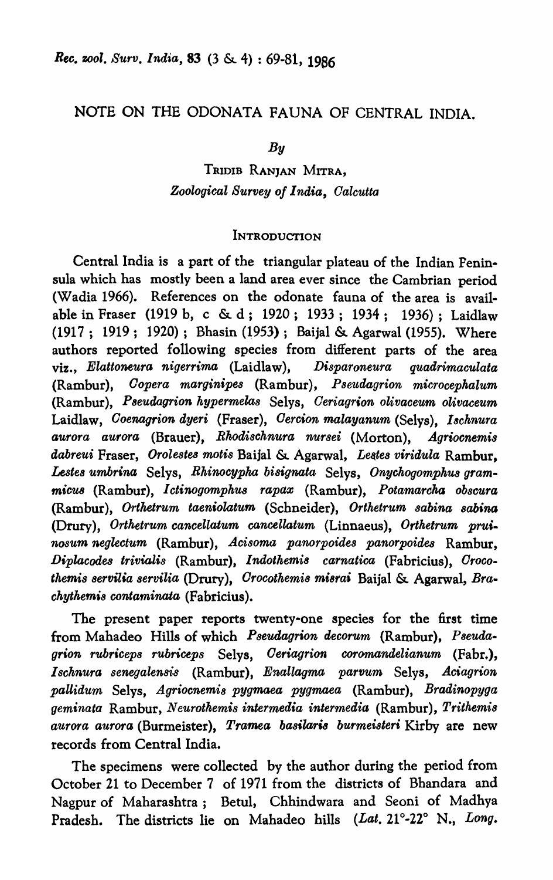# NOTE ON THE ODONATA FAUNA OF CENTRAL INDIA.

*By*

TRIDIB RANJAN MITRA,
*Zoological Survey of India, Calcutta*

## INTRODUCTION

Central India is a part of the triangular plateau of the Indian Peninsula which has mostly been a land area ever since the Cambrian period (Wadia 1966). References on the odonate fauna of the area is available in Fraser (1919 b, c & d; 1920; 1933; 1934; 1936); Laidlaw (1917; 1919; 1920); Bhasin (1953); Baijal & Agarwal (1955). Where authors reported following species from different parts of the area viz., *Elattoneura nigerrima* (Laidlaw), *Disparoneura quadrimaculata* (Rambur), *Copera marginipes* (Rambur), *Pseudagrion microcephalum* (Rambur), *Pseudagrion hypermelas* Selys, *Ceriagrion olivaceum olivaceum* Laidlaw, *Coenagrion dyeri* (Fraser), *Cercion malayanum* (Selys), *Ischnura aurora aurora* (Brauer), *Rhodischnura nursei* (Morton), *Agriocnemis dabreui* Fraser, *Orolestes motis* Baijal & Agarwal, *Lestes viridula* Rambur, *Lestes umbrina* Selys, *Rhinocypha bisignata* Selys, *Onychogomphus grammicus* (Rambur), *Ictinogomphus rapax* (Rambur), *Potamarcha obscura* (Rambur), *Orthetrum taeniolatum* (Schneider), *Orthetrum sabina sabina* (Drury), *Orthetrum cancellatum cancellatum* (Linnaeus), *Orthetrum pruinosum neglectum* (Rambur), *Acisoma panorpoides panorpoides* Rambur, *Diplacodes trivialis* (Rambur), *Indothemis carnatica* (Fabricius), *Crocothemis servilia servilia* (Drury), *Crocothemis misrai* Baijal & Agarwal, *Brachythemis contaminata* (Fabricius).

The present paper reports twenty-one species for the first time from Mahadeo Hills of which *Pseudagrion decorum* (Rambur), *Pseudagrion rubriceps rubriceps* Selys, *Ceriagrion coromandelianum* (Fabr.), *Ischnura senegalensis* (Rambur), *Enallagma parvum* Selys, *Aciagrion pallidum* Selys, *Agriocnemis pygmaea pygmaea* (Rambur), *Bradinopyga geminata* Rambur, *Neurothemis intermedia intermedia* (Rambur), *Trithemis aurora aurora* (Burmeister), *Tramea basilaris burmeisteri* Kirby are new records from Central India.

The specimens were collected by the author during the period from October 21 to December 7 of 1971 from the districts of Bhandara and Nagpur of Maharashtra; Betul, Chhindwara and Seoni of Madhya Pradesh. The districts lie on Mahadeo hills (*Lat.* 21°-22° N., *Long.*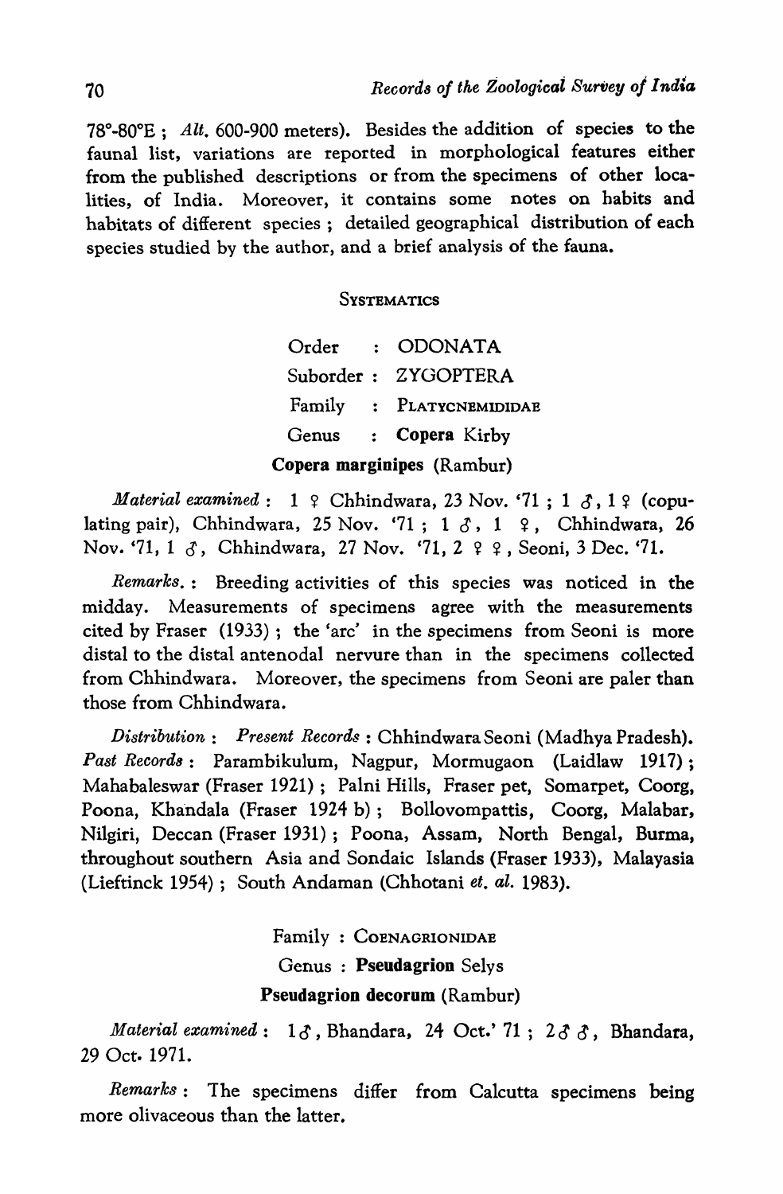78°-80°E ; *Alt.* 600-900 meters). Besides the addition of species to the faunal list, variations are reported in morphological features either from the published descriptions or from the specimens of other localities, of India. Moreover, it contains some notes on habits and habitats of different species ; detailed geographical distribution of each species studied by the author, and a brief analysis of the fauna.

## SYSTEMATICS

Order : ODONATA

Suborder : ZYGOPTERA

Family : PLATYCNEMIDIDAE

Genus : **Copera** Kirby

### Copera marginipes (Rambur)

*Material examined* : 1 ♀ Chhindwara, 23 Nov. '71 ; 1 ♂, 1 ♀ (copulating pair), Chhindwara, 25 Nov. '71 ; 1 ♂, 1 ♀, Chhindwara, 26 Nov. '71, 1 ♂, Chhindwara, 27 Nov. '71, 2 ♀ ♀, Seoni, 3 Dec. '71.

*Remarks.* : Breeding activities of this species was noticed in the midday. Measurements of specimens agree with the measurements cited by Fraser (1933) ; the 'arc' in the specimens from Seoni is more distal to the distal antenodal nervure than in the specimens collected from Chhindwara. Moreover, the specimens from Seoni are paler than those from Chhindwara.

*Distribution* : *Present Records* : Chhindwara Seoni (Madhya Pradesh). *Past Records* : Parambikulum, Nagpur, Mormugaon (Laidlaw 1917) ; Mahabaleswar (Fraser 1921) ; Palni Hills, Fraser pet, Somarpet, Coorg, Poona, Khandala (Fraser 1924 b) ; Bollovompattis, Coorg, Malabar, Nilgiri, Deccan (Fraser 1931) ; Poona, Assam, North Bengal, Burma, throughout southern Asia and Sondaic Islands (Fraser 1933), Malayasia (Lieftinck 1954) ; South Andaman (Chhotani *et. al.* 1983).

Family : COENAGRIONIDAE

Genus : **Pseudagrion** Selys

### Pseudagrion decorum (Rambur)

*Material examined* : 1♂, Bhandara, 24 Oct.' 71 ; 2♂ ♂, Bhandara, 29 Oct. 1971.

*Remarks* : The specimens differ from Calcutta specimens being more olivaceous than the latter.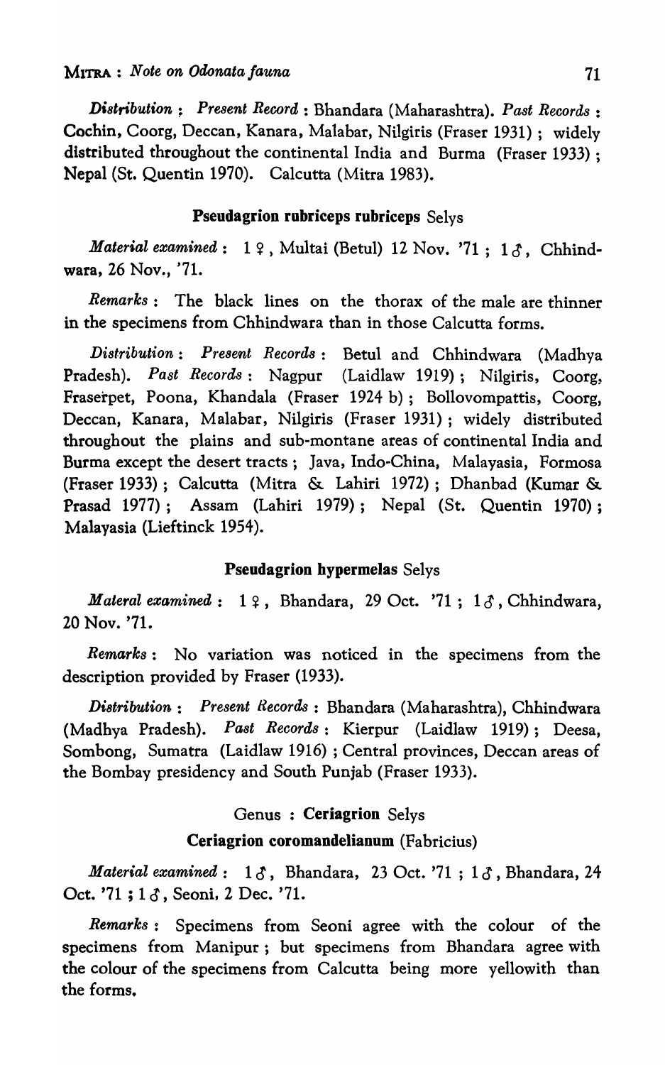*Distribution* ; *Present Record* : Bhandara (Maharashtra). *Past Records* : Cochin, Coorg, Deccan, Kanara, Malabar, Nilgiris (Fraser 1931) ; widely distributed throughout the continental India and Burma (Fraser 1933) ; Nepal (St. Quentin 1970). Calcutta (Mitra 1983).

### Pseudagrion rubriceps rubriceps Selys

*Material examined* : 1 ♀, Multai (Betul) 12 Nov. '71 ; 1 ♂, Chhindwara, 26 Nov., '71.

*Remarks* : The black lines on the thorax of the male are thinner in the specimens from Chhindwara than in those Calcutta forms.

*Distribution* : *Present Records* : Betul and Chhindwara (Madhya Pradesh). *Past Records* : Nagpur (Laidlaw 1919) ; Nilgiris, Coorg, Fraserpet, Poona, Khandala (Fraser 1924 b) ; Bollovompattis, Coorg, Deccan, Kanara, Malabar, Nilgiris (Fraser 1931) ; widely distributed throughout the plains and sub-montane areas of continental India and Burma except the desert tracts ; Java, Indo-China, Malayasia, Formosa (Fraser 1933) ; Calcutta (Mitra & Lahiri 1972) ; Dhanbad (Kumar & Prasad 1977) ; Assam (Lahiri 1979) ; Nepal (St. Quentin 1970) ; Malayasia (Lieftinck 1954).

### Pseudagrion hypermelas Selys

*Materal examined* : 1 ♀, Bhandara, 29 Oct. '71 ; 1 ♂, Chhindwara, 20 Nov. '71.

*Remarks* : No variation was noticed in the specimens from the description provided by Fraser (1933).

*Distribution* : *Present Records* : Bhandara (Maharashtra), Chhindwara (Madhya Pradesh). *Past Records* : Kierpur (Laidlaw 1919) ; Deesa, Sombong, Sumatra (Laidlaw 1916) ; Central provinces, Deccan areas of the Bombay presidency and South Punjab (Fraser 1933).

## Genus : Ceriagrion Selys

### Ceriagrion coromandelianum (Fabricius)

*Material examined* : 1 ♂, Bhandara, 23 Oct. '71 ; 1 ♂, Bhandara, 24 Oct. '71 ; 1 ♂, Seoni, 2 Dec. '71.

*Remarks* : Specimens from Seoni agree with the colour of the specimens from Manipur ; but specimens from Bhandara agree with the colour of the specimens from Calcutta being more yellowith than the forms.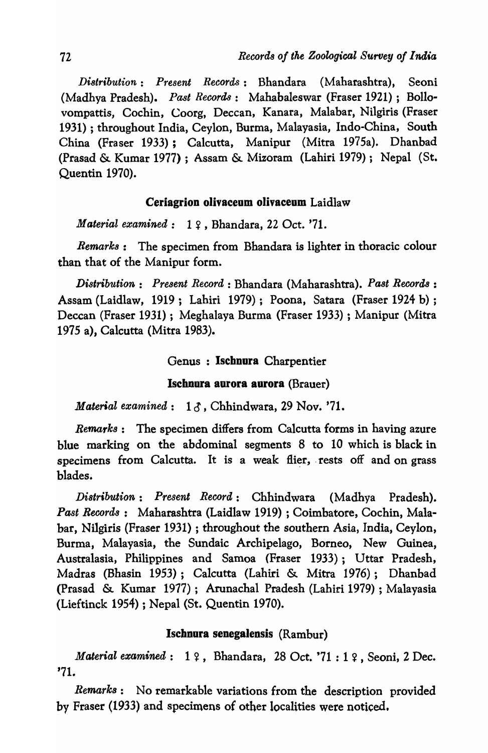*Distribution* : *Present Records* : Bhandara (Maharashtra), Seoni (Madhya Pradesh). *Past Records* : Mahabaleswar (Fraser 1921) ; Bollovompattis, Cochin, Coorg, Deccan, Kanara, Malabar, Nilgiris (Fraser 1931) ; throughout India, Ceylon, Burma, Malayasia, Indo-China, South China (Fraser 1933) ; Calcutta, Manipur (Mitra 1975a). Dhanbad (Prasad & Kumar 1977) ; Assam & Mizoram (Lahiri 1979) ; Nepal (St. Quentin 1970).

### Ceriagrion olivaceum olivaceum Laidlaw

*Material examined* : 1 ♀, Bhandara, 22 Oct. '71.

*Remarks* : The specimen from Bhandara is lighter in thoracic colour than that of the Manipur form.

*Distribution* : *Present Record* : Bhandara (Maharashtra). *Past Records* : Assam (Laidlaw, 1919 ; Lahiri 1979) ; Poona, Satara (Fraser 1924 b) ; Deccan (Fraser 1931) ; Meghalaya Burma (Fraser 1933) ; Manipur (Mitra 1975 a), Calcutta (Mitra 1983).

## Genus : Ischnura Charpentier

### Ischnura aurora aurora (Brauer)

*Material examined* : 1 ♂, Chhindwara, 29 Nov. '71.

*Remarks* : The specimen differs from Calcutta forms in having azure blue marking on the abdominal segments 8 to 10 which is black in specimens from Calcutta. It is a weak flier, rests off and on grass blades.

*Distribution* : *Present Record* : Chhindwara (Madhya Pradesh). *Past Records* : Maharashtra (Laidlaw 1919) ; Coimbatore, Cochin, Malabar, Nilgiris (Fraser 1931) ; throughout the southern Asia, India, Ceylon, Burma, Malayasia, the Sundaic Archipelago, Borneo, New Guinea, Australasia, Philippines and Samoa (Fraser 1933) ; Uttar Pradesh, Madras (Bhasin 1953) ; Calcutta (Lahiri & Mitra 1976) ; Dhanbad (Prasad & Kumar 1977) ; Arunachal Pradesh (Lahiri 1979) ; Malayasia (Lieftinck 1954) ; Nepal (St. Quentin 1970).

### Ischnura senegalensis (Rambur)

*Material examined* : 1 ♀, Bhandara, 28 Oct. '71 : 1 ♀, Seoni, 2 Dec. '71.

*Remarks* : No remarkable variations from the description provided by Fraser (1933) and specimens of other localities were noticed.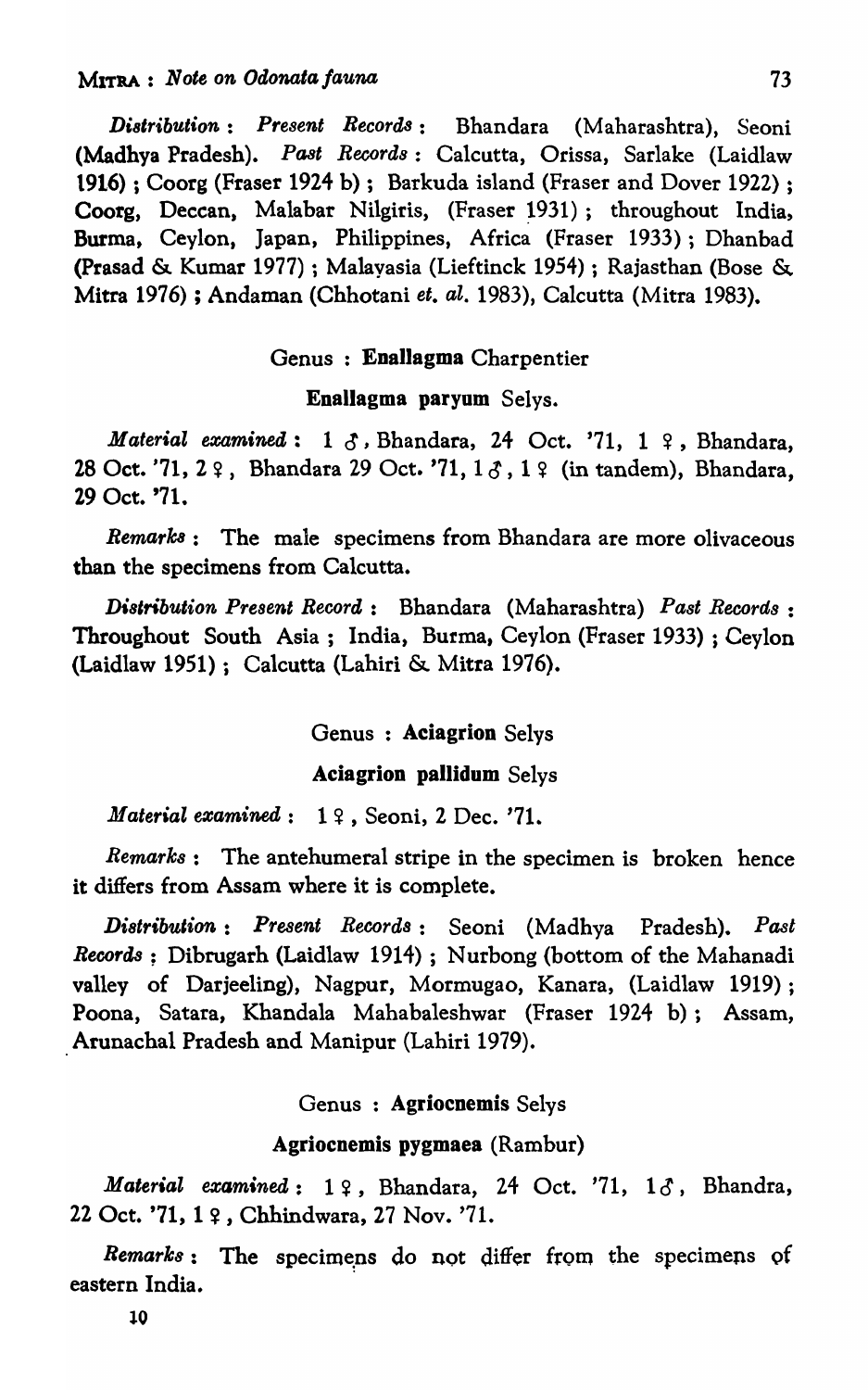*Distribution* : *Present Records* : Bhandara (Maharashtra), Seoni (Madhya Pradesh). *Past Records* : Calcutta, Orissa, Sarlake (Laidlaw 1916) ; Coorg (Fraser 1924 b) ; Barkuda island (Fraser and Dover 1922) ; Coorg, Deccan, Malabar Nilgiris, (Fraser 1931) ; throughout India, Burma, Ceylon, Japan, Philippines, Africa (Fraser 1933) ; Dhanbad (Prasad & Kumar 1977) ; Malayasia (Lieftinck 1954) ; Rajasthan (Bose & Mitra 1976) ; Andaman (Chhotani *et. al.* 1983), Calcutta (Mitra 1983).

## Genus : **Enallagma** Charpentier

### **Enallagma paryum** Selys.

*Material examined* : 1 ♂, Bhandara, 24 Oct. '71, 1 ♀, Bhandara, 28 Oct. '71, 2 ♀, Bhandara 29 Oct. '71, 1 ♂, 1 ♀ (in tandem), Bhandara, 29 Oct. '71.

*Remarks* : The male specimens from Bhandara are more olivaceous than the specimens from Calcutta.

*Distribution Present Record* : Bhandara (Maharashtra) *Past Records* : Throughout South Asia ; India, Burma, Ceylon (Fraser 1933) ; Ceylon (Laidlaw 1951) ; Calcutta (Lahiri & Mitra 1976).

## Genus : **Aciagrion** Selys

### **Aciagrion pallidum** Selys

*Material examined* : 1 ♀, Seoni, 2 Dec. '71.

*Remarks* : The antehumeral stripe in the specimen is broken hence it differs from Assam where it is complete.

*Distribution* : *Present Records* : Seoni (Madhya Pradesh). *Past Records* : Dibrugarh (Laidlaw 1914) ; Nurbong (bottom of the Mahanadi valley of Darjeeling), Nagpur, Mormugao, Kanara, (Laidlaw 1919) ; Poona, Satara, Khandala Mahabaleshwar (Fraser 1924 b) ; Assam, Arunachal Pradesh and Manipur (Lahiri 1979).

## Genus : **Agriocnemis** Selys

### **Agriocnemis pygmaea** (Rambur)

*Material examined* : 1 ♀, Bhandara, 24 Oct. '71, 1 ♂, Bhandra, 22 Oct. '71, 1 ♀, Chhindwara, 27 Nov. '71.

*Remarks* : The specimens do not differ from the specimens of eastern India.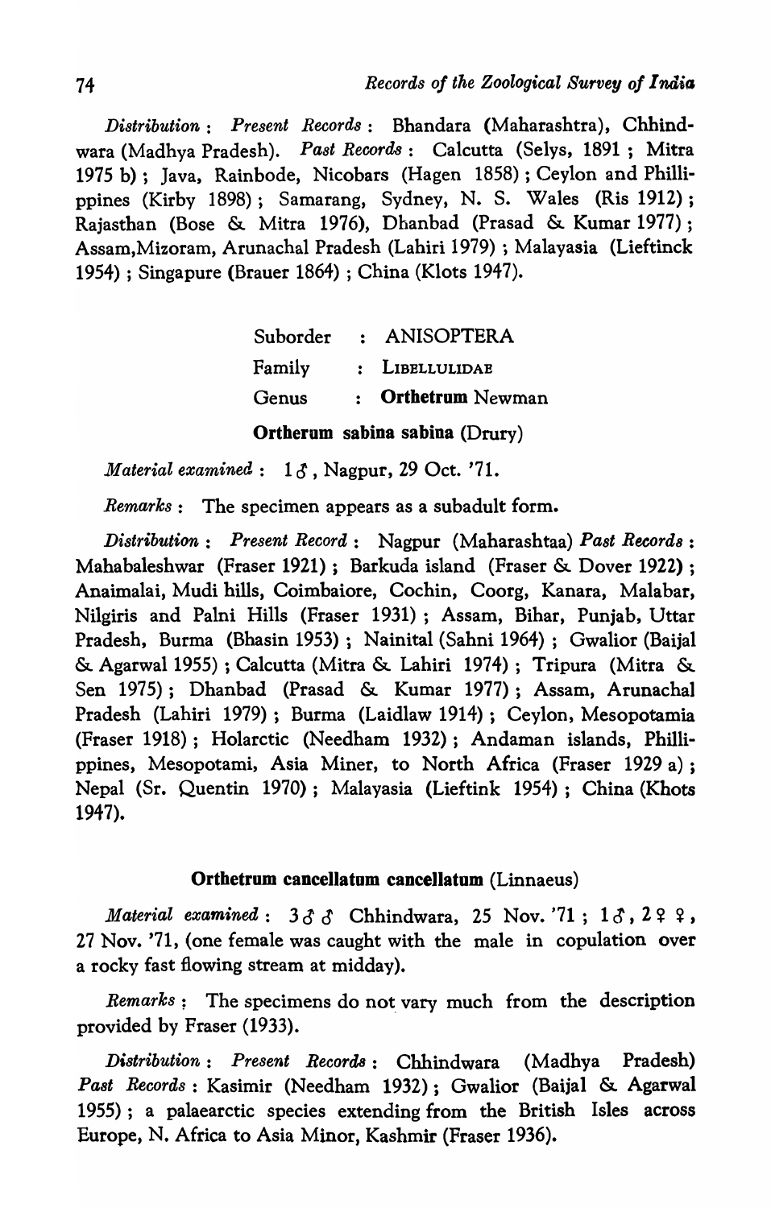*Distribution* : *Present Records* : Bhandara (Maharashtra), Chhindwara (Madhya Pradesh). *Past Records* : Calcutta (Selys, 1891 ; Mitra 1975 b) ; Java, Rainbode, Nicobars (Hagen 1858) ; Ceylon and Phillippines (Kirby 1898) ; Samarang, Sydney, N. S. Wales (Ris 1912) ; Rajasthan (Bose & Mitra 1976), Dhanbad (Prasad & Kumar 1977) ; Assam,Mizoram, Arunachal Pradesh (Lahiri 1979) ; Malayasia (Lieftinck 1954) ; Singapure (Brauer 1864) ; China (Klots 1947).

Suborder : ANISOPTERA

Family : LIBELLULIDAE

Genus : **Orthetrum** Newman

**Ortherum sabina sabina** (Drury)

*Material examined* : 1 ♂, Nagpur, 29 Oct. '71.

*Remarks* : The specimen appears as a subadult form.

*Distribution* : *Present Record* : Nagpur (Maharashtaa) *Past Records* : Mahabaleshwar (Fraser 1921) ; Barkuda island (Fraser & Dover 1922) ; Anaimalai, Mudi hills, Coimbaiore, Cochin, Coorg, Kanara, Malabar, Nilgiris and Palni Hills (Fraser 1931) ; Assam, Bihar, Punjab, Uttar Pradesh, Burma (Bhasin 1953) ; Nainital (Sahni 1964) ; Gwalior (Baijal & Agarwal 1955) ; Calcutta (Mitra & Lahiri 1974) ; Tripura (Mitra & Sen 1975) ; Dhanbad (Prasad & Kumar 1977) ; Assam, Arunachal Pradesh (Lahiri 1979) ; Burma (Laidlaw 1914) ; Ceylon, Mesopotamia (Fraser 1918) ; Holarctic (Needham 1932) ; Andaman islands, Phillippines, Mesopotami, Asia Miner, to North Africa (Fraser 1929 a) ; Nepal (Sr. Quentin 1970) ; Malayasia (Lieftink 1954) ; China (Khots 1947).

**Orthetrum cancellatum cancellatum** (Linnaeus)

*Material examined* : 3 ♂ ♂ Chhindwara, 25 Nov. '71 ; 1 ♂, 2 ♀ ♀, 27 Nov. '71, (one female was caught with the male in copulation over a rocky fast flowing stream at midday).

*Remarks* : The specimens do not vary much from the description provided by Fraser (1933).

*Distribution* : *Present Records* : Chhindwara (Madhya Pradesh) *Past Records* : Kasimir (Needham 1932) ; Gwalior (Baijal & Agarwal 1955) ; a palaearctic species extending from the British Isles across Europe, N. Africa to Asia Minor, Kashmir (Fraser 1936).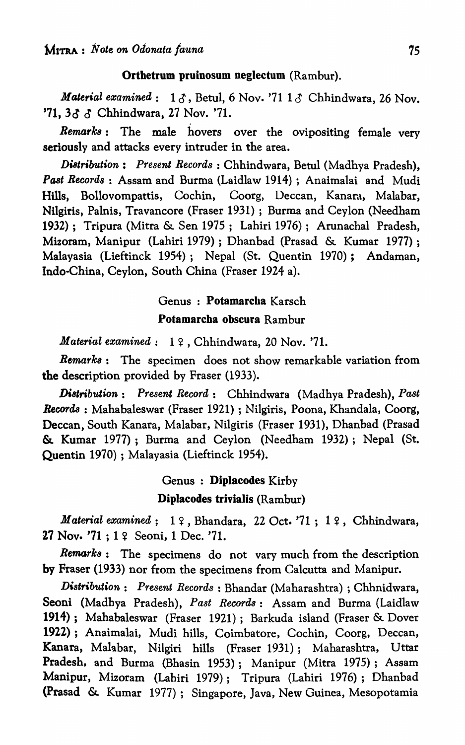**Orthetrum pruinosum neglectum** (Rambur).

*Material examined* : 1 ♂, Betul, 6 Nov. '71 1 ♂ Chhindwara, 26 Nov. '71, 3♂ ♂ Chhindwara, 27 Nov. '71.

*Remarks* : The male hovers over the ovipositing female very seriously and attacks every intruder in the area.

*Distribution* : *Present Records* : Chhindwara, Betul (Madhya Pradesh), *Past Records* : Assam and Burma (Laidlaw 1914) ; Anaimalai and Mudi Hills, Bollovompattis, Cochin, Coorg, Deccan, Kanara, Malabar, Nilgiris, Palnis, Travancore (Fraser 1931) ; Burma and Ceylon (Needham 1932) ; Tripura (Mitra & Sen 1975 ; Lahiri 1976) ; Arunachal Pradesh, Mizoram, Manipur (Lahiri 1979) ; Dhanbad (Prasad & Kumar 1977) ; Malayasia (Lieftinck 1954) ; Nepal (St. Quentin 1970) ; Andaman, Indo-China, Ceylon, South China (Fraser 1924 a).

Genus : **Potamarcha** Karsch

**Potamarcha obscura** Rambur

*Material examined* : 1 ♀, Chhindwara, 20 Nov. '71.

*Remarks* : The specimen does not show remarkable variation from the description provided by Fraser (1933).

*Distribution* : *Present Record* : Chhindwara (Madhya Pradesh), *Past Records* : Mahabaleswar (Fraser 1921) ; Nilgiris, Poona, Khandala, Coorg, Deccan, South Kanara, Malabar, Nilgiris (Fraser 1931), Dhanbad (Prasad & Kumar 1977) ; Burma and Ceylon (Needham 1932) ; Nepal (St. Quentin 1970) ; Malayasia (Lieftinck 1954).

Genus : **Diplacodes** Kirby

**Diplacodes trivialis** (Rambur)

*Material examined* ; 1 ♀, Bhandara, 22 Oct. '71 ; 1 ♀, Chhindwara, 27 Nov. '71 ; 1 ♀ Seoni, 1 Dec. '71.

*Remarks* : The specimens do not vary much from the description by Fraser (1933) nor from the specimens from Calcutta and Manipur.

*Distribution* : *Present Records* : Bhandar (Maharashtra) ; Chhnidwara, Seoni (Madhya Pradesh), *Past Records* : Assam and Burma (Laidlaw 1914) ; Mahabaleswar (Fraser 1921) ; Barkuda island (Fraser & Dover 1922) ; Anaimalai, Mudi hills, Coimbatore, Cochin, Coorg, Deccan, Kanara, Malabar, Nilgiri hills (Fraser 1931) ; Maharashtra, Uttar Pradesh, and Burma (Bhasin 1953) ; Manipur (Mitra 1975) ; Assam Manipur, Mizoram (Lahiri 1979) ; Tripura (Lahiri 1976) ; Dhanbad (Prasad & Kumar 1977) ; Singapore, Java, New Guinea, Mesopotamia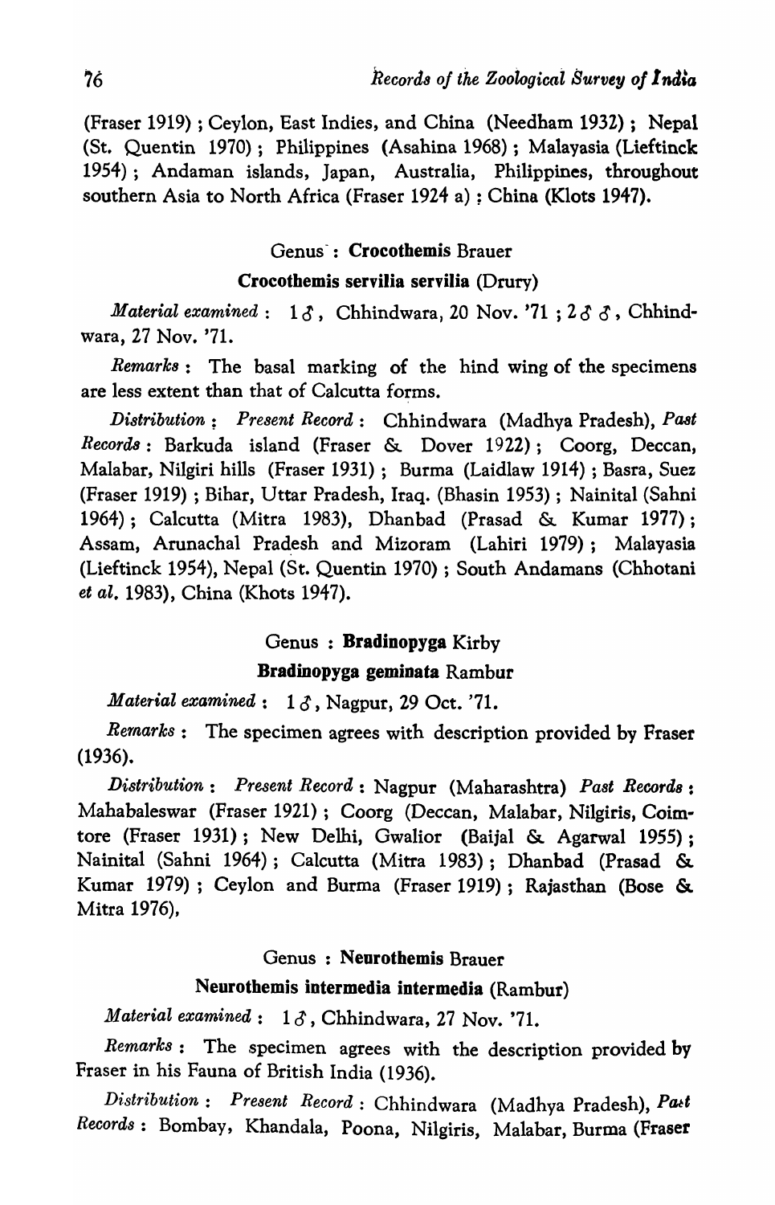(Fraser 1919) ; Ceylon, East Indies, and China (Needham 1932) ; Nepal (St. Quentin 1970) ; Philippines (Asahina 1968) ; Malayasia (Lieftinck 1954) ; Andaman islands, Japan, Australia, Philippines, throughout southern Asia to North Africa (Fraser 1924 a) : China (Klots 1947).

### Genus : **Crocothemis** Brauer

#### **Crocothemis servilia servilia** (Drury)

*Material examined* : 1 ♂, Chhindwara, 20 Nov. '71 ; 2 ♂ ♂, Chhindwara, 27 Nov. '71.

*Remarks* : The basal marking of the hind wing of the specimens are less extent than that of Calcutta forms.

*Distribution* : *Present Record* : Chhindwara (Madhya Pradesh), *Past Records* : Barkuda island (Fraser & Dover 1922) ; Coorg, Deccan, Malabar, Nilgiri hills (Fraser 1931) ; Burma (Laidlaw 1914) ; Basra, Suez (Fraser 1919) ; Bihar, Uttar Pradesh, Iraq. (Bhasin 1953) ; Nainital (Sahni 1964) ; Calcutta (Mitra 1983), Dhanbad (Prasad & Kumar 1977) ; Assam, Arunachal Pradesh and Mizoram (Lahiri 1979) ; Malayasia (Lieftinck 1954), Nepal (St. Quentin 1970) ; South Andamans (Chhotani *et al.* 1983), China (Khots 1947).

### Genus : **Bradinopyga** Kirby

#### **Bradinopyga geminata** Rambur

*Material examined* : 1 ♂, Nagpur, 29 Oct. '71.

*Remarks* : The specimen agrees with description provided by Fraser (1936).

*Distribution* : *Present Record* : Nagpur (Maharashtra) *Past Records* : Mahabaleswar (Fraser 1921) ; Coorg (Deccan, Malabar, Nilgiris, Coimtore (Fraser 1931) ; New Delhi, Gwalior (Baijal & Agarwal 1955) ; Nainital (Sahni 1964) ; Calcutta (Mitra 1983) ; Dhanbad (Prasad & Kumar 1979) ; Ceylon and Burma (Fraser 1919) ; Rajasthan (Bose & Mitra 1976),

### Genus : **Neurothemis** Brauer

#### **Neurothemis intermedia intermedia** (Rambur)

*Material examined* : 1 ♂, Chhindwara, 27 Nov. '71.

*Remarks* : The specimen agrees with the description provided by Fraser in his Fauna of British India (1936).

*Distribution* : *Present Record* : Chhindwara (Madhya Pradesh), *Past Records* : Bombay, Khandala, Poona, Nilgiris, Malabar, Burma (Fraser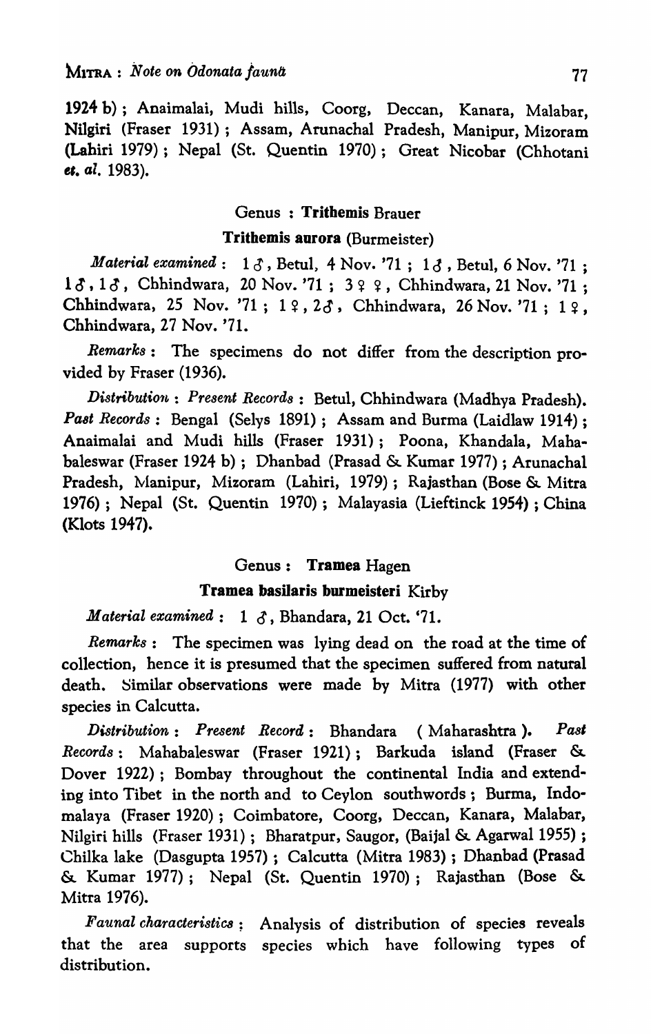1924 b) ; Anaimalai, Mudi hills, Coorg, Deccan, Kanara, Malabar, Nilgiri (Fraser 1931) ; Assam, Arunachal Pradesh, Manipur, Mizoram (Lahiri 1979) ; Nepal (St. Quentin 1970) ; Great Nicobar (Chhotani *et. al.* 1983).

### Genus : **Trithemis** Brauer

#### **Trithemis aurora** (Burmeister)

*Material examined* : 1 ♂, Betul, 4 Nov. '71 ; 1 ♂, Betul, 6 Nov. '71 ; 1 ♂, 1 ♂, Chhindwara, 20 Nov. '71 ; 3 ♀ ♀, Chhindwara, 21 Nov. '71 ; Chhindwara, 25 Nov. '71 ; 1 ♀, 2 ♂, Chhindwara, 26 Nov. '71 ; 1 ♀, Chhindwara, 27 Nov. '71.

*Remarks* : The specimens do not differ from the description provided by Fraser (1936).

*Distribution* : *Present Records* : Betul, Chhindwara (Madhya Pradesh). *Past Records* : Bengal (Selys 1891) ; Assam and Burma (Laidlaw 1914) ; Anaimalai and Mudi hills (Fraser 1931) ; Poona, Khandala, Mahabaleswar (Fraser 1924 b) ; Dhanbad (Prasad & Kumar 1977) ; Arunachal Pradesh, Manipur, Mizoram (Lahiri, 1979) ; Rajasthan (Bose & Mitra 1976) ; Nepal (St. Quentin 1970) ; Malayasia (Lieftinck 1954) ; China (Klots 1947).

### Genus : **Tramea** Hagen

#### **Tramea basilaris burmeisteri** Kirby

*Material examined* : 1 ♂, Bhandara, 21 Oct. '71.

*Remarks* : The specimen was lying dead on the road at the time of collection, hence it is presumed that the specimen suffered from natural death. Similar observations were made by Mitra (1977) with other species in Calcutta.

*Distribution* : *Present Record* : Bhandara ( Maharashtra ). *Past Records* : Mahabaleswar (Fraser 1921) ; Barkuda island (Fraser & Dover 1922) ; Bombay throughout the continental India and extending into Tibet in the north and to Ceylon southwords ; Burma, Indomalaya (Fraser 1920) ; Coimbatore, Coorg, Deccan, Kanara, Malabar, Nilgiri hills (Fraser 1931) ; Bharatpur, Saugor, (Baijal & Agarwal 1955) ; Chilka lake (Dasgupta 1957) ; Calcutta (Mitra 1983) ; Dhanbad (Prasad & Kumar 1977) ; Nepal (St. Quentin 1970) ; Rajasthan (Bose & Mitra 1976).

*Faunal characteristics* : Analysis of distribution of species reveals that the area supports species which have following types of distribution.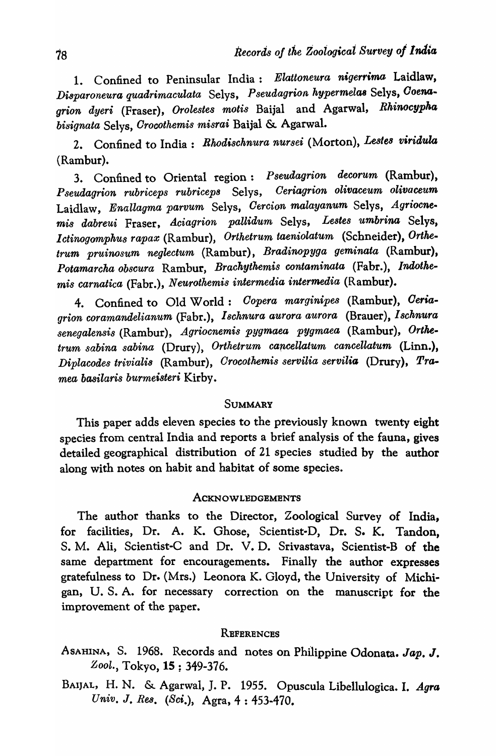1. Confined to Peninsular India : *Elattoneura nigerrima* Laidlaw, *Disparoneura quadrimaculata* Selys, *Pseudagrion hypermelas* Selys, *Coenagrion dyeri* (Fraser), *Orolestes motis* Baijal and Agarwal, *Rhinocypha bisignata* Selys, *Crocothemis misrai* Baijal & Agarwal.

2. Confined to India : *Rhodischnura nursei* (Morton), *Lestes viridula* (Rambur).

3. Confined to Oriental region : *Pseudagrion decorum* (Rambur), *Pseudagrion rubriceps rubriceps* Selys, *Ceriagrion olivaceum olivaceum* Laidlaw, *Enallagma parvum* Selys, *Cercion malayanum* Selys, *Agriocnemis dabreui* Fraser, *Aciagrion pallidum* Selys, *Lestes umbrina* Selys, *Ictinogomphus rapax* (Rambur), *Orthetrum taeniolatum* (Schneider), *Orthetrum pruinosum neglectum* (Rambur), *Bradinopyga geminata* (Rambur), *Potamarcha obscura* Rambur, *Brachythemis contaminata* (Fabr.), *Indothemis carnatica* (Fabr.), *Neurothemis intermedia intermedia* (Rambur).

4. Confined to Old World : *Copera marginipes* (Rambur), *Ceriagrion coramandelianum* (Fabr.), *Ischnura aurora aurora* (Brauer), *Ischnura senegalensis* (Rambur), *Agriocnemis pygmaea pygmaea* (Rambur), *Orthetrum sabina sabina* (Drury), *Orthetrum cancellatum cancellatum* (Linn.), *Diplacodes trivialis* (Rambur), *Crocothemis servilia servilia* (Drury), *Tramea basilaris burmeisteri* Kirby.

## SUMMARY

This paper adds eleven species to the previously known twenty eight species from central India and reports a brief analysis of the fauna, gives detailed geographical distribution of 21 species studied by the author along with notes on habit and habitat of some species.

## ACKNOWLEDGEMENTS

The author thanks to the Director, Zoological Survey of India, for facilities, Dr. A. K. Ghose, Scientist-D, Dr. S. K. Tandon, S. M. Ali, Scientist-C and Dr. V. D. Srivastava, Scientist-B of the same department for encouragements. Finally the author expresses gratefulness to Dr. (Mrs.) Leonora K. Gloyd, the University of Michigan, U. S. A. for necessary correction on the manuscript for the improvement of the paper.

## REFERENCES

ASAHINA, S. 1968. Records and notes on Philippine Odonata. *Jap. J. Zool.*, Tokyo, **15** : 349-376.

BAIJAL, H. N. & Agarwal, J. P. 1955. Opuscula Libellulogica. I. *Agra Univ. J. Res. (Sci.)*, Agra, 4 : 453-470.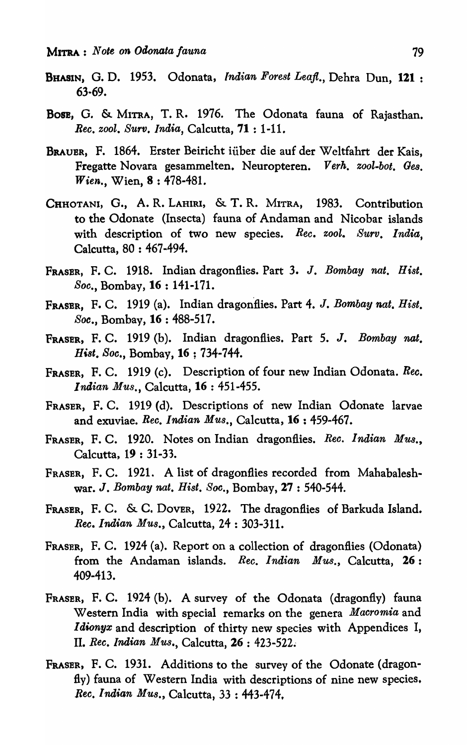BHASIN, G. D. 1953. Odonata, *Indian Forest Leafl.*, Dehra Dun, **121** : 63-69.

BOSE, G. & MITRA, T. R. 1976. The Odonata fauna of Rajasthan. *Rec. zool. Surv. India*, Calcutta, **71** : 1-11.

BRAUER, F. 1864. Erster Beiricht iüber die auf der Weltfahrt der Kais, Fregatte Novara gesammelten. Neuropteren. *Verh. zool-bot. Ges. Wien.*, Wien, **8** : 478-481.

CHHOTANI, G., A. R. LAHIRI, & T. R. MITRA, 1983. Contribution to the Odonate (Insecta) fauna of Andaman and Nicobar islands with description of two new species. *Rec. zool. Surv. India*, Calcutta, 80 : 467-494.

FRASER, F. C. 1918. Indian dragonflies. Part 3. *J. Bombay nat. Hist. Soc.*, Bombay, **16** : 141-171.

FRASER, F. C. 1919 (a). Indian dragonflies. Part 4. *J. Bombay nat. Hist. Soc.*, Bombay, **16** : 488-517.

FRASER, F. C. 1919 (b). Indian dragonflies. Part 5. *J. Bombay nat. Hist. Soc.*, Bombay, **16** ; 734-744.

FRASER, F. C. 1919 (c). Description of four new Indian Odonata. *Rec. Indian Mus.*, Calcutta, **16** : 451-455.

FRASER, F. C. 1919 (d). Descriptions of new Indian Odonate larvae and exuviae. *Rec. Indian Mus.*, Calcutta, **16** : 459-467.

FRASER, F. C. 1920. Notes on Indian dragonflies. *Rec. Indian Mus.*, Calcutta, **19** : 31-33.

FRASER, F. C. 1921. A list of dragonflies recorded from Mahabaleshwar. *J. Bombay nat. Hist. Soc.*, Bombay, **27** : 540-544.

FRASER, F. C. & C. DOVER, 1922. The dragonflies of Barkuda Island. *Rec. Indian Mus.*, Calcutta, 24 : 303-311.

FRASER, F. C. 1924 (a). Report on a collection of dragonflies (Odonata) from the Andaman islands. *Rec. Indian Mus.*, Calcutta, **26** : 409-413.

FRASER, F. C. 1924 (b). A survey of the Odonata (dragonfly) fauna Western India with special remarks on the genera *Macromia* and *Idionyx* and description of thirty new species with Appendices I, II. *Rec. Indian Mus.*, Calcutta, **26** : 423-522.

FRASER, F. C. 1931. Additions to the survey of the Odonate (dragonfly) fauna of Western India with descriptions of nine new species. *Rec. Indian Mus.*, Calcutta, 33 : 443-474.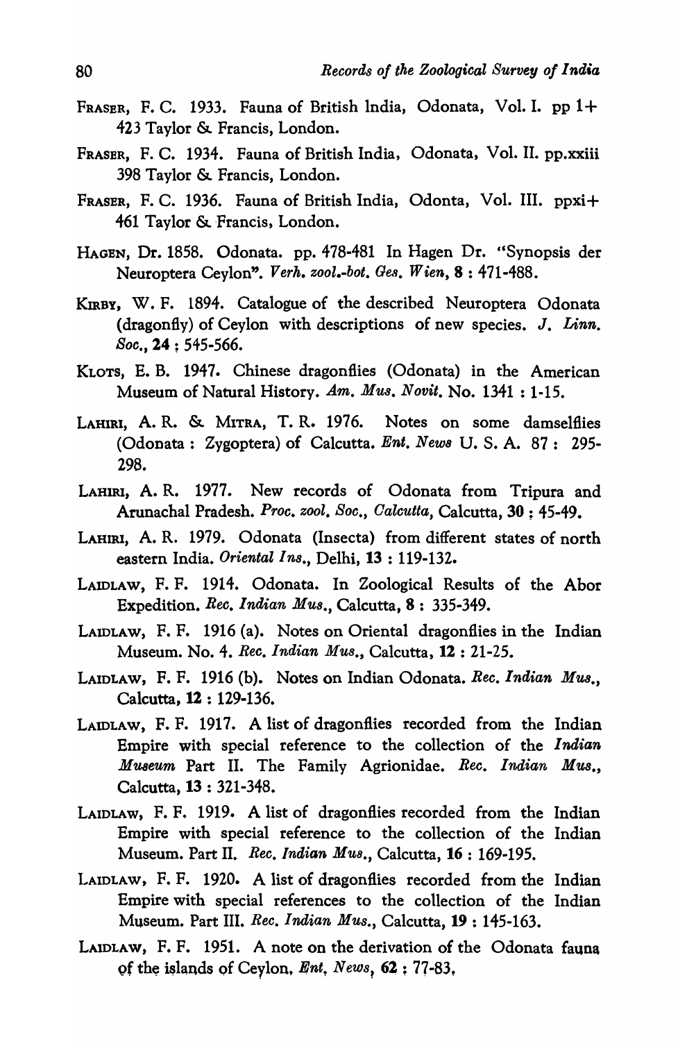FRASER, F. C. 1933. Fauna of British India, Odonata, Vol. I. pp 1+ 423 Taylor & Francis, London.

FRASER, F. C. 1934. Fauna of British India, Odonata, Vol. II. pp.xxiii 398 Taylor & Francis, London.

FRASER, F. C. 1936. Fauna of British India, Odonta, Vol. III. ppxi+ 461 Taylor & Francis, London.

HAGEN, Dr. 1858. Odonata. pp. 478-481 In Hagen Dr. "Synopsis der Neuroptera Ceylon". *Verh. zool.-bot. Ges. Wien*, **8** : 471-488.

KIRBY, W. F. 1894. Catalogue of the described Neuroptera Odonata (dragonfly) of Ceylon with descriptions of new species. *J. Linn. Soc.*, **24** ; 545-566.

KLOTS, E. B. 1947. Chinese dragonflies (Odonata) in the American Museum of Natural History. *Am. Mus. Novit.* No. 1341 : 1-15.

LAHIRI, A. R. & MITRA, T. R. 1976. Notes on some damselflies (Odonata : Zygoptera) of Calcutta. *Ent. News* U. S. A. 87 : 295-298.

LAHIRI, A. R. 1977. New records of Odonata from Tripura and Arunachal Pradesh. *Proc. zool. Soc., Calcutta*, Calcutta, **30** ; 45-49.

LAHIRI, A. R. 1979. Odonata (Insecta) from different states of north eastern India. *Oriental Ins.*, Delhi, **13** : 119-132.

LAIDLAW, F. F. 1914. Odonata. In Zoological Results of the Abor Expedition. *Rec. Indian Mus.*, Calcutta, **8** : 335-349.

LAIDLAW, F. F. 1916 (a). Notes on Oriental dragonflies in the Indian Museum. No. 4. *Rec. Indian Mus.*, Calcutta, **12** : 21-25.

LAIDLAW, F. F. 1916 (b). Notes on Indian Odonata. *Rec. Indian Mus.*, Calcutta, **12** : 129-136.

LAIDLAW, F. F. 1917. A list of dragonflies recorded from the Indian Empire with special reference to the collection of the *Indian Museum* Part II. The Family Agrionidae. *Rec. Indian Mus.*, Calcutta, **13** : 321-348.

LAIDLAW, F. F. 1919. A list of dragonflies recorded from the Indian Empire with special reference to the collection of the Indian Museum. Part II. *Rec. Indian Mus.*, Calcutta, **16** : 169-195.

LAIDLAW, F. F. 1920. A list of dragonflies recorded from the Indian Empire with special references to the collection of the Indian Museum. Part III. *Rec. Indian Mus.*, Calcutta, **19** : 145-163.

LAIDLAW, F. F. 1951. A note on the derivation of the Odonata fauna of the islands of Ceylon. *Ent. News*, **62** ; 77-83.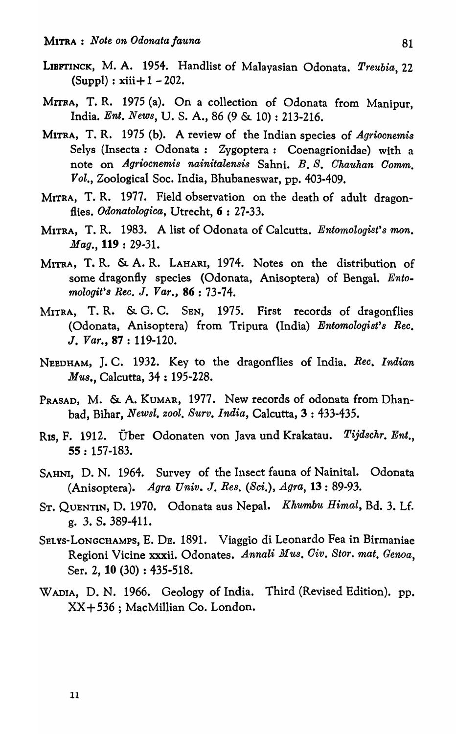LIEFTINCK, M. A. 1954. Handlist of Malayasian Odonata. *Treubia*, 22 (Suppl) : xiii+1 – 202.

MITRA, T. R. 1975 (a). On a collection of Odonata from Manipur, India. *Ent. News*, U. S. A., 86 (9 & 10) : 213-216.

MITRA, T. R. 1975 (b). A review of the Indian species of *Agriocnemis* Selys (Insecta : Odonata : Zygoptera : Coenagrionidae) with a note on *Agriocnemis nainitalensis* Sahni. *B. S. Chauhan Comm. Vol.*, Zoological Soc. India, Bhubaneswar, pp. 403-409.

MITRA, T. R. 1977. Field observation on the death of adult dragonflies. *Odonatologica*, Utrecht, **6** : 27-33.

MITRA, T. R. 1983. A list of Odonata of Calcutta. *Entomologist's mon. Mag.*, **119** : 29-31.

MITRA, T. R. & A. R. LAHARI, 1974. Notes on the distribution of some dragonfly species (Odonata, Anisoptera) of Bengal. *Entomologit's Rec. J. Var.*, **86** : 73-74.

MITRA, T. R. & G. C. SEN, 1975. First records of dragonflies (Odonata, Anisoptera) from Tripura (India) *Entomologist's Rec. J. Var.*, **87** : 119-120.

NEEDHAM, J. C. 1932. Key to the dragonflies of India. *Rec. Indian Mus.*, Calcutta, 34 : 195-228.

PRASAD, M. & A. KUMAR, 1977. New records of odonata from Dhanbad, Bihar, *Newsl. zool. Surv. India*, Calcutta, **3** : 433-435.

RIS, F. 1912. Über Odonaten von Java und Krakatau. *Tijdschr. Ent.*, **55** : 157-183.

SAHNI, D. N. 1964. Survey of the Insect fauna of Nainital. Odonata (Anisoptera). *Agra Univ. J. Res. (Sci.)*, *Agra*, **13** : 89-93.

ST. QUENTIN, D. 1970. Odonata aus Nepal. *Khumbu Himal*, Bd. 3. Lf. g. 3. S. 389-411.

SELYS-LONGCHAMPS, E. DE. 1891. Viaggio di Leonardo Fea in Birmaniae Regioni Vicine xxxii. Odonates. *Annali Mus. Civ. Stor. mat. Genoa*, Ser. 2, **10** (30) : 435-518.

WADIA, D. N. 1966. Geology of India. Third (Revised Edition). pp. XX+536 ; MacMillian Co. London.